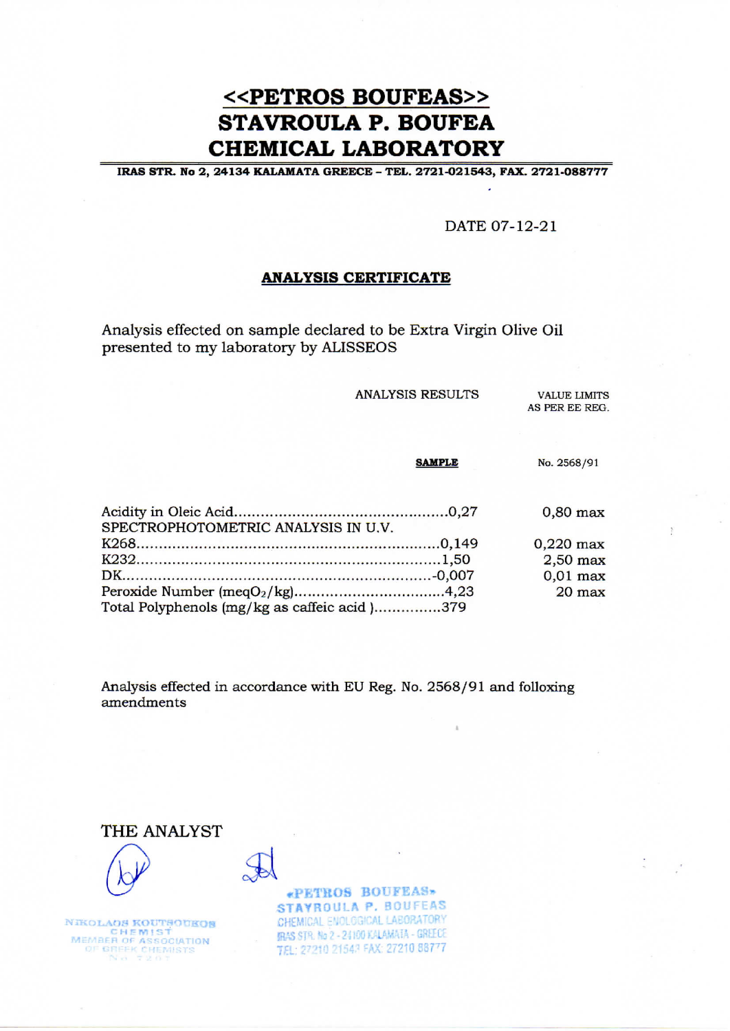# <<PETROS BOUFEAS>>
# STAVROULA P. BOUFEA
# CHEMICAL LABORATORY

**IRAS STR. No 2, 24134 KALAMATA GREECE – TEL. 2721-021543, FAX. 2721-088777**

DATE 07-12-21

## ANALYSIS CERTIFICATE

Analysis effected on sample declared to be Extra Virgin Olive Oil presented to my laboratory by ALISSEOS

| | ANALYSIS RESULTS | VALUE LIMITS AS PER EE REG. |
|---|---|---|
| | **SAMPLE** | No. 2568/91 |
| Acidity in Oleic Acid | 0,27 | 0,80 max |
| SPECTROPHOTOMETRIC ANALYSIS IN U.V. | | |
| K268 | 0,149 | 0,220 max |
| K232 | 1,50 | 2,50 max |
| DK | -0,007 | 0,01 max |
| Peroxide Number (meq$O_2$/kg) | 4,23 | 20 max |
| Total Polyphenols (mg/kg as caffeic acid ) | 379 | |

Analysis effected in accordance with EU Reg. No. 2568/91 and folloxing amendments

THE ANALYST

NIKOLAOS KOUTSOUKOS
CHEMIST
MEMBER OF ASSOCIATION
OF GREEK CHEMISTS

«PETROS BOUFEAS»
STAVROULA P. BOUFEAS
CHEMICAL ENOLOGICAL LABORATORY
IRAS STR. No 2 - 24100 KALAMATA - GREECE
TEL: 27210 21543 FAX: 27210 88777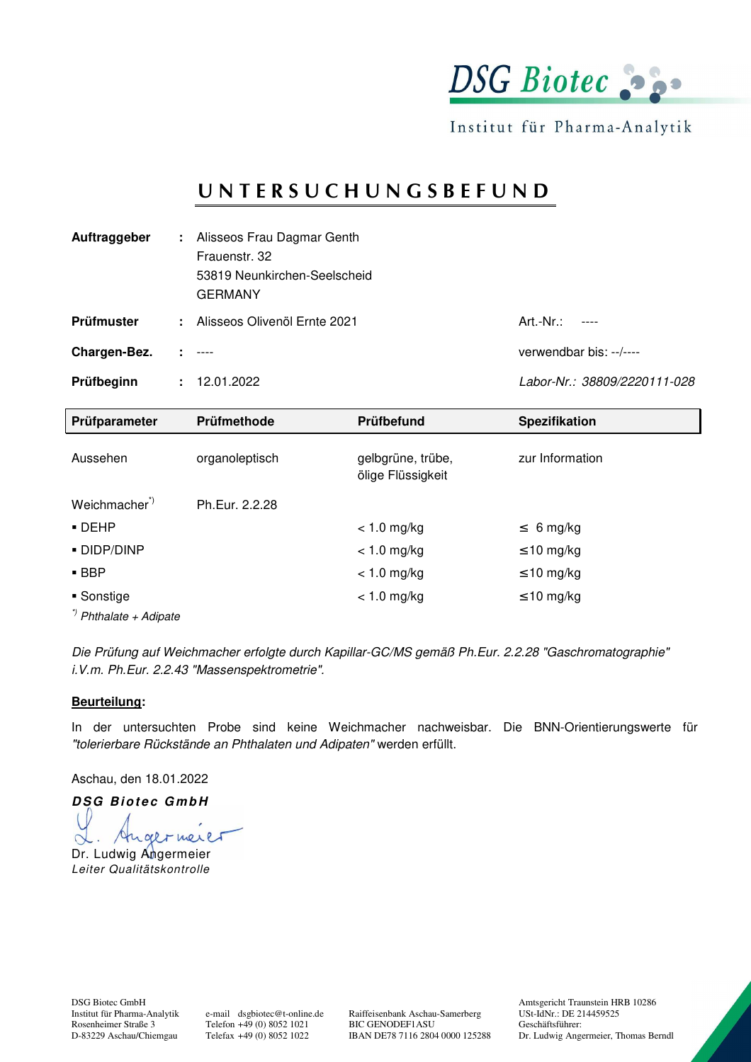DSG Biotec

Institut für Pharma-Analytik

# UNTERSUCHUNGSBEFUND

| | | | |
|---|---|---|---|
| **Auftraggeber** | : | Alisseos Frau Dagmar Genth<br>Frauenstr. 32<br>53819 Neunkirchen-Seelscheid<br>GERMANY | |
| **Prüfmuster** | : | Alisseos Olivenöl Ernte 2021 | Art.-Nr.: ---- |
| **Chargen-Bez.** | : | ---- | verwendbar bis: --/---- |
| **Prüfbeginn** | : | 12.01.2022 | *Labor-Nr.: 38809/2220111-028* |

| Prüfparameter | Prüfmethode | Prüfbefund | Spezifikation |
|---|---|---|---|
| Aussehen | organoleptisch | gelbgrüne, trübe, ölige Flüssigkeit | zur Information |
| Weichmacher[*)] | Ph.Eur. 2.2.28 | | |
| ▪ DEHP | | < 1.0 mg/kg | ≤ 6 mg/kg |
| ▪ DIDP/DINP | | < 1.0 mg/kg | ≤10 mg/kg |
| ▪ BBP | | < 1.0 mg/kg | ≤10 mg/kg |
| ▪ Sonstige | | < 1.0 mg/kg | ≤10 mg/kg |

*[*)] Phthalate + Adipate*

*Die Prüfung auf Weichmacher erfolgte durch Kapillar-GC/MS gemäß Ph.Eur. 2.2.28 "Gaschromatographie" i.V.m. Ph.Eur. 2.2.43 "Massenspektrometrie".*

**Beurteilung:**

In der untersuchten Probe sind keine Weichmacher nachweisbar. Die BNN-Orientierungswerte für *"tolerierbare Rückstände an Phthalaten und Adipaten"* werden erfüllt.

Aschau, den 18.01.2022

***DSG Biotec GmbH***

Dr. Ludwig Angermeier
*Leiter Qualitätskontrolle*

DSG Biotec GmbH
Institut für Pharma-Analytik
Rosenheimer Straße 3
D-83229 Aschau/Chiemgau

e-mail dsgbiotec@t-online.de
Telefon +49 (0) 8052 1021
Telefax +49 (0) 8052 1022

Raiffeisenbank Aschau-Samerberg
BIC GENODEF1ASU
IBAN DE78 7116 2804 0000 125288

Amtsgericht Traunstein HRB 10286
USt-IdNr.: DE 214459525
Geschäftsführer:
Dr. Ludwig Angermeier, Thomas Berndl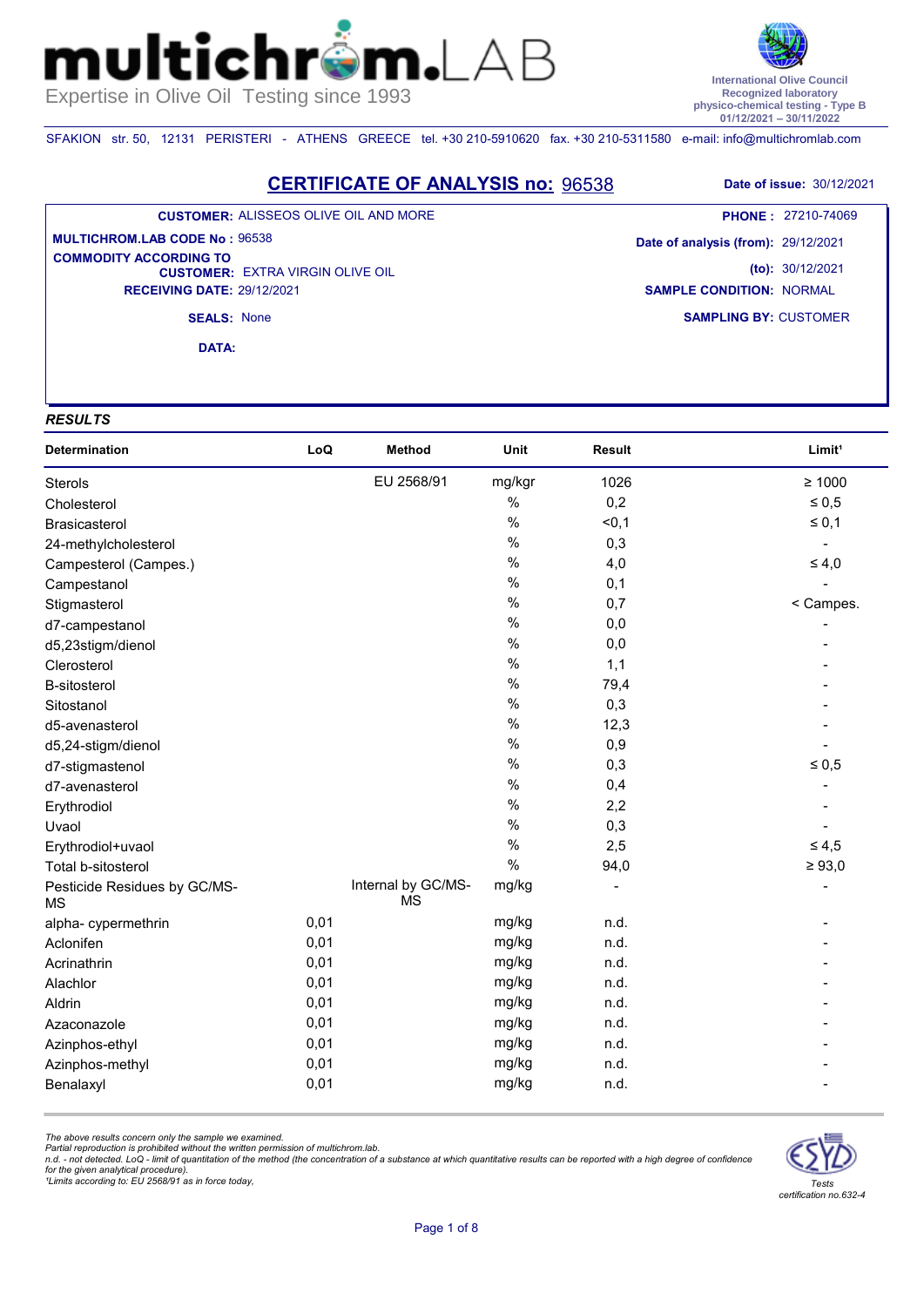# multichrom.LAB

Expertise in Olive Oil Testing since 1993

International Olive Council
Recognized laboratory
physico-chemical testing - Type B
01/12/2021 – 30/11/2022

SFAKION str. 50, 12131 PERISTERI - ATHENS GREECE tel. +30 210-5910620 fax. +30 210-5311580 e-mail: info@multichromlab.com

## CERTIFICATE OF ANALYSIS no: 96538

**Date of issue:** 30/12/2021

**CUSTOMER:** ALISSEOS OLIVE OIL AND MORE

**PHONE :** 27210-74069

**MULTICHROM.LAB CODE No :** 96538

**Date of analysis (from):** 29/12/2021

**COMMODITY ACCORDING TO CUSTOMER:** EXTRA VIRGIN OLIVE OIL

**(to):** 30/12/2021

**RECEIVING DATE:** 29/12/2021

**SAMPLE CONDITION:** NORMAL

**SEALS:** None

**SAMPLING BY:** CUSTOMER

**DATA:**

### *RESULTS*

| Determination | LoQ | Method | Unit | Result | Limit¹ |
|---|---|---|---|---|---|
| Sterols | | EU 2568/91 | mg/kgr | 1026 | ≥ 1000 |
| Cholesterol | | | % | 0,2 | ≤ 0,5 |
| Brasicasterol | | | % | <0,1 | ≤ 0,1 |
| 24-methylcholesterol | | | % | 0,3 | - |
| Campesterol (Campes.) | | | % | 4,0 | ≤ 4,0 |
| Campestanol | | | % | 0,1 | - |
| Stigmasterol | | | % | 0,7 | < Campes. |
| d7-campestanol | | | % | 0,0 | - |
| d5,23stigm/dienol | | | % | 0,0 | - |
| Clerosterol | | | % | 1,1 | - |
| B-sitosterol | | | % | 79,4 | - |
| Sitostanol | | | % | 0,3 | - |
| d5-avenasterol | | | % | 12,3 | - |
| d5,24-stigm/dienol | | | % | 0,9 | - |
| d7-stigmastenol | | | % | 0,3 | ≤ 0,5 |
| d7-avenasterol | | | % | 0,4 | - |
| Erythrodiol | | | % | 2,2 | - |
| Uvaol | | | % | 0,3 | - |
| Erythrodiol+uvaol | | | % | 2,5 | ≤ 4,5 |
| Total b-sitosterol | | | % | 94,0 | ≥ 93,0 |
| Pesticide Residues by GC/MS-MS | | Internal by GC/MS-MS | mg/kg | - | - |
| alpha- cypermethrin | 0,01 | | mg/kg | n.d. | - |
| Aclonifen | 0,01 | | mg/kg | n.d. | - |
| Acrinathrin | 0,01 | | mg/kg | n.d. | - |
| Alachlor | 0,01 | | mg/kg | n.d. | - |
| Aldrin | 0,01 | | mg/kg | n.d. | - |
| Azaconazole | 0,01 | | mg/kg | n.d. | - |
| Azinphos-ethyl | 0,01 | | mg/kg | n.d. | - |
| Azinphos-methyl | 0,01 | | mg/kg | n.d. | - |
| Benalaxyl | 0,01 | | mg/kg | n.d. | - |

*The above results concern only the sample we examined.*
*Partial reproduction is prohibited without the written permission of multichrom.lab.*
*n.d. - not detected. LoQ - limit of quantitation of the method (the concentration of a substance at which quantitative results can be reported with a high degree of confidence for the given analytical procedure).*
*¹Limits according to: EU 2568/91 as in force today,*

*Tests certification no.632-4*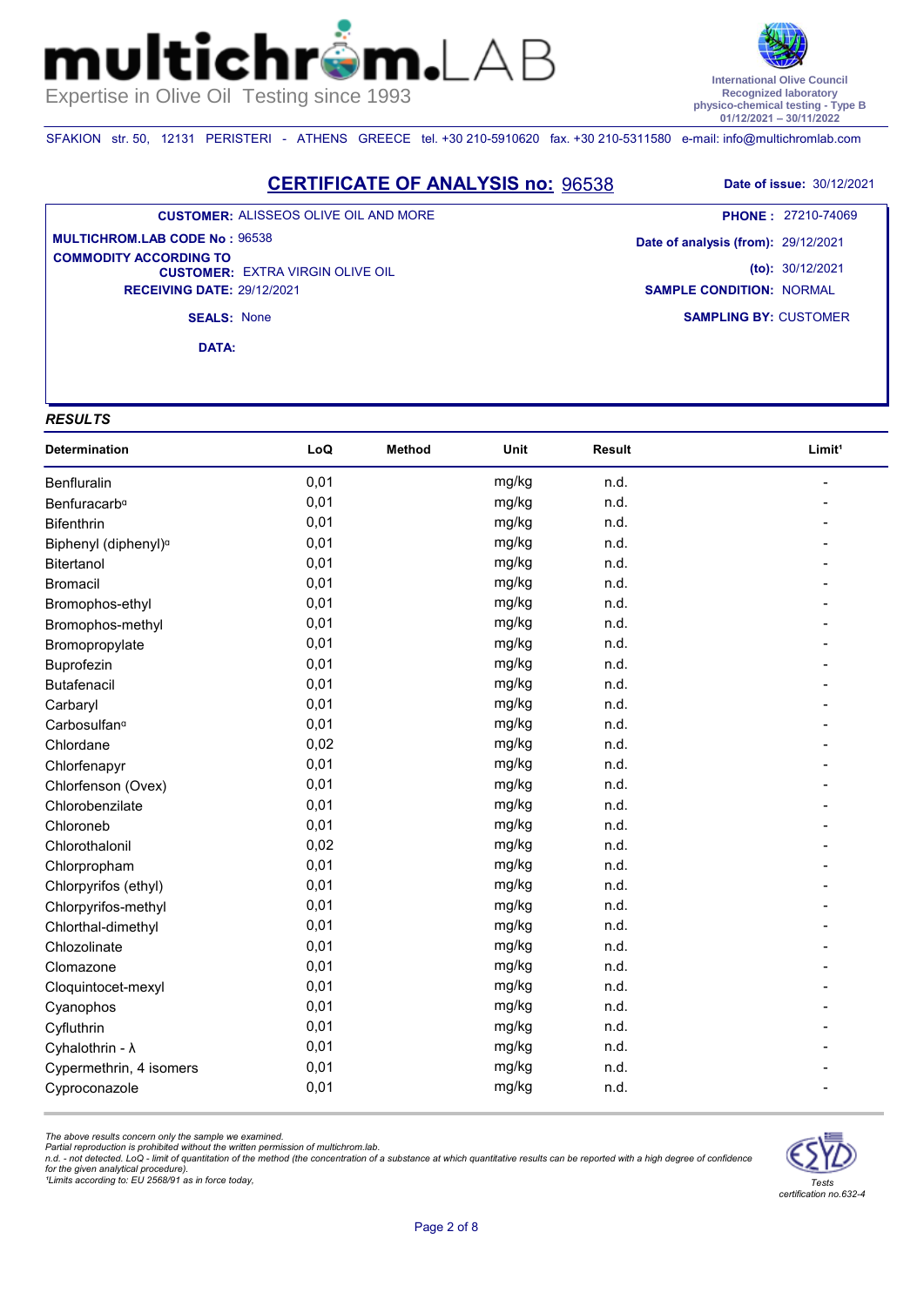multichrom.LAB
Expertise in Olive Oil Testing since 1993

International Olive Council
Recognized laboratory
physico-chemical testing - Type B
01/12/2021 – 30/11/2022

SFAKION str. 50, 12131 PERISTERI - ATHENS GREECE tel. +30 210-5910620 fax. +30 210-5311580 e-mail: info@multichromlab.com

## CERTIFICATE OF ANALYSIS no: 96538

**Date of issue:** 30/12/2021

**CUSTOMER:** ALISSEOS OLIVE OIL AND MORE
**PHONE :** 27210-74069
**MULTICHROM.LAB CODE No :** 96538
**Date of analysis (from):** 29/12/2021
**COMMODITY ACCORDING TO CUSTOMER:** EXTRA VIRGIN OLIVE OIL
**(to):** 30/12/2021
**RECEIVING DATE:** 29/12/2021
**SAMPLE CONDITION:** NORMAL
**SEALS:** None
**SAMPLING BY:** CUSTOMER
**DATA:**

### RESULTS

| Determination | LoQ | Method | Unit | Result | Limit[1] |
|---|---|---|---|---|---|
| Benfluralin | 0,01 | | mg/kg | n.d. | - |
| Benfuracarb[a] | 0,01 | | mg/kg | n.d. | - |
| Bifenthrin | 0,01 | | mg/kg | n.d. | - |
| Biphenyl (diphenyl)[a] | 0,01 | | mg/kg | n.d. | - |
| Bitertanol | 0,01 | | mg/kg | n.d. | - |
| Bromacil | 0,01 | | mg/kg | n.d. | - |
| Bromophos-ethyl | 0,01 | | mg/kg | n.d. | - |
| Bromophos-methyl | 0,01 | | mg/kg | n.d. | - |
| Bromopropylate | 0,01 | | mg/kg | n.d. | - |
| Buprofezin | 0,01 | | mg/kg | n.d. | - |
| Butafenacil | 0,01 | | mg/kg | n.d. | - |
| Carbaryl | 0,01 | | mg/kg | n.d. | - |
| Carbosulfan[a] | 0,01 | | mg/kg | n.d. | - |
| Chlordane | 0,02 | | mg/kg | n.d. | - |
| Chlorfenapyr | 0,01 | | mg/kg | n.d. | - |
| Chlorfenson (Ovex) | 0,01 | | mg/kg | n.d. | - |
| Chlorobenzilate | 0,01 | | mg/kg | n.d. | - |
| Chloroneb | 0,01 | | mg/kg | n.d. | - |
| Chlorothalonil | 0,02 | | mg/kg | n.d. | - |
| Chlorpropham | 0,01 | | mg/kg | n.d. | - |
| Chlorpyrifos (ethyl) | 0,01 | | mg/kg | n.d. | - |
| Chlorpyrifos-methyl | 0,01 | | mg/kg | n.d. | - |
| Chlorthal-dimethyl | 0,01 | | mg/kg | n.d. | - |
| Chlozolinate | 0,01 | | mg/kg | n.d. | - |
| Clomazone | 0,01 | | mg/kg | n.d. | - |
| Cloquintocet-mexyl | 0,01 | | mg/kg | n.d. | - |
| Cyanophos | 0,01 | | mg/kg | n.d. | - |
| Cyfluthrin | 0,01 | | mg/kg | n.d. | - |
| Cyhalothrin - λ | 0,01 | | mg/kg | n.d. | - |
| Cypermethrin, 4 isomers | 0,01 | | mg/kg | n.d. | - |
| Cyproconazole | 0,01 | | mg/kg | n.d. | - |

*The above results concern only the sample we examined.*
*Partial reproduction is prohibited without the written permission of multichrom.lab.*
*n.d. - not detected. LoQ - limit of quantitation of the method (the concentration of a substance at which quantitative results can be reported with a high degree of confidence for the given analytical procedure).*
*[1]Limits according to: EU 2568/91 as in force today,*

ESYD Tests certification no.632-4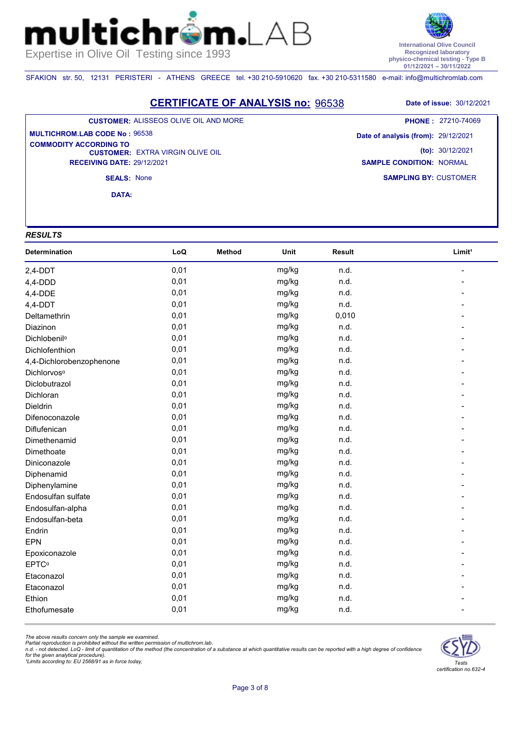# multichrom.LAB

Expertise in Olive Oil Testing since 1993

International Olive Council
Recognized laboratory
physico-chemical testing - Type B
01/12/2021 – 30/11/2022

SFAKION str. 50, 12131 PERISTERI - ATHENS GREECE tel. +30 210-5910620 fax. +30 210-5311580 e-mail: info@multichromlab.com

## CERTIFICATE OF ANALYSIS no: 96538

**Date of issue:** 30/12/2021

**CUSTOMER:** ALISSEOS OLIVE OIL AND MORE
**PHONE :** 27210-74069
**MULTICHROM.LAB CODE No :** 96538
**Date of analysis (from):** 29/12/2021
**COMMODITY ACCORDING TO CUSTOMER:** EXTRA VIRGIN OLIVE OIL
**(to):** 30/12/2021
**RECEIVING DATE:** 29/12/2021
**SAMPLE CONDITION:** NORMAL
**SEALS:** None
**SAMPLING BY:** CUSTOMER
**DATA:**

### *RESULTS*

| Determination | LoQ | Method | Unit | Result | Limit[1] |
|---|---|---|---|---|---|
| 2,4-DDT | 0,01 | | mg/kg | n.d. | - |
| 4,4-DDD | 0,01 | | mg/kg | n.d. | - |
| 4,4-DDE | 0,01 | | mg/kg | n.d. | - |
| 4,4-DDT | 0,01 | | mg/kg | n.d. | - |
| Deltamethrin | 0,01 | | mg/kg | 0,010 | - |
| Diazinon | 0,01 | | mg/kg | n.d. | - |
| Dichlobenil[α] | 0,01 | | mg/kg | n.d. | - |
| Dichlofenthion | 0,01 | | mg/kg | n.d. | - |
| 4,4-Dichlorobenzophenone | 0,01 | | mg/kg | n.d. | - |
| Dichlorvos[α] | 0,01 | | mg/kg | n.d. | - |
| Diclobutrazol | 0,01 | | mg/kg | n.d. | - |
| Dichloran | 0,01 | | mg/kg | n.d. | - |
| Dieldrin | 0,01 | | mg/kg | n.d. | - |
| Difenoconazole | 0,01 | | mg/kg | n.d. | - |
| Diflufenican | 0,01 | | mg/kg | n.d. | - |
| Dimethenamid | 0,01 | | mg/kg | n.d. | - |
| Dimethoate | 0,01 | | mg/kg | n.d. | - |
| Diniconazole | 0,01 | | mg/kg | n.d. | - |
| Diphenamid | 0,01 | | mg/kg | n.d. | - |
| Diphenylamine | 0,01 | | mg/kg | n.d. | - |
| Endosulfan sulfate | 0,01 | | mg/kg | n.d. | - |
| Endosulfan-alpha | 0,01 | | mg/kg | n.d. | - |
| Endosulfan-beta | 0,01 | | mg/kg | n.d. | - |
| Endrin | 0,01 | | mg/kg | n.d. | - |
| EPN | 0,01 | | mg/kg | n.d. | - |
| Epoxiconazole | 0,01 | | mg/kg | n.d. | - |
| EPTC[α] | 0,01 | | mg/kg | n.d. | - |
| Etaconazol | 0,01 | | mg/kg | n.d. | - |
| Etaconazol | 0,01 | | mg/kg | n.d. | - |
| Ethion | 0,01 | | mg/kg | n.d. | - |
| Ethofumesate | 0,01 | | mg/kg | n.d. | - |

*The above results concern only the sample we examined.*
*Partial reproduction is prohibited without the written permission of multichrom.lab.*
*n.d. - not detected. LoQ - limit of quantitation of the method (the concentration of a substance at which quantitative results can be reported with a high degree of confidence for the given analytical procedure).*
*[1]Limits according to: EU 2568/91 as in force today,*

*Tests certification no.632-4*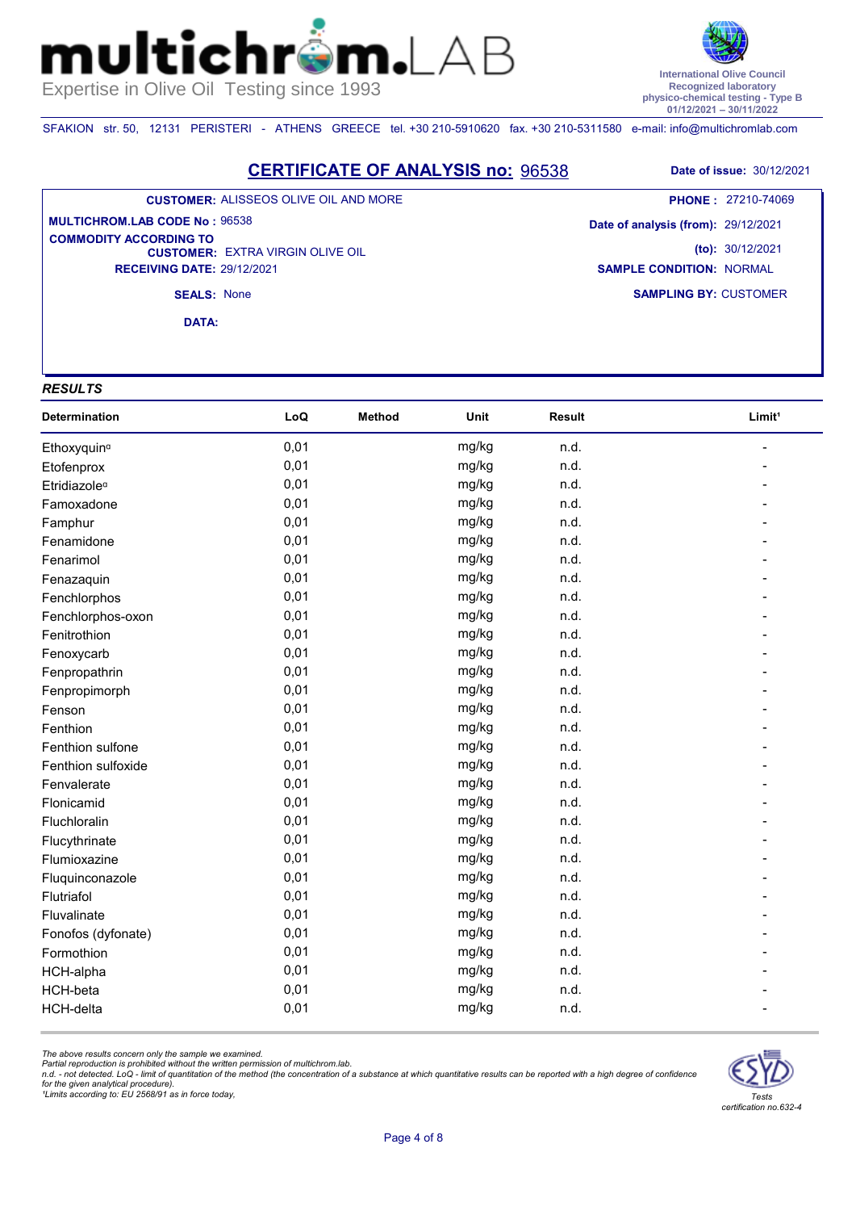**multichrom.LAB**
Expertise in Olive Oil Testing since 1993

International Olive Council
Recognized laboratory
physico-chemical testing - Type B
01/12/2021 – 30/11/2022

SFAKION str. 50, 12131 PERISTERI - ATHENS GREECE tel. +30 210-5910620 fax. +30 210-5311580 e-mail: info@multichromlab.com

## CERTIFICATE OF ANALYSIS no: 96538

**Date of issue:** 30/12/2021

**CUSTOMER:** ALISSEOS OLIVE OIL AND MORE
**PHONE :** 27210-74069
**MULTICHROM.LAB CODE No :** 96538
**Date of analysis (from):** 29/12/2021
**COMMODITY ACCORDING TO CUSTOMER:** EXTRA VIRGIN OLIVE OIL
**(to):** 30/12/2021
**RECEIVING DATE:** 29/12/2021
**SAMPLE CONDITION:** NORMAL
**SEALS:** None
**SAMPLING BY:** CUSTOMER
**DATA:**

### *RESULTS*

| Determination | LoQ | Method | Unit | Result | Limit[1] |
|---|---|---|---|---|---|
| Ethoxyquin[α] | 0,01 | | mg/kg | n.d. | - |
| Etofenprox | 0,01 | | mg/kg | n.d. | - |
| Etridiazole[α] | 0,01 | | mg/kg | n.d. | - |
| Famoxadone | 0,01 | | mg/kg | n.d. | - |
| Famphur | 0,01 | | mg/kg | n.d. | - |
| Fenamidone | 0,01 | | mg/kg | n.d. | - |
| Fenarimol | 0,01 | | mg/kg | n.d. | - |
| Fenazaquin | 0,01 | | mg/kg | n.d. | - |
| Fenchlorphos | 0,01 | | mg/kg | n.d. | - |
| Fenchlorphos-oxon | 0,01 | | mg/kg | n.d. | - |
| Fenitrothion | 0,01 | | mg/kg | n.d. | - |
| Fenoxycarb | 0,01 | | mg/kg | n.d. | - |
| Fenpropathrin | 0,01 | | mg/kg | n.d. | - |
| Fenpropimorph | 0,01 | | mg/kg | n.d. | - |
| Fenson | 0,01 | | mg/kg | n.d. | - |
| Fenthion | 0,01 | | mg/kg | n.d. | - |
| Fenthion sulfone | 0,01 | | mg/kg | n.d. | - |
| Fenthion sulfoxide | 0,01 | | mg/kg | n.d. | - |
| Fenvalerate | 0,01 | | mg/kg | n.d. | - |
| Flonicamid | 0,01 | | mg/kg | n.d. | - |
| Fluchloralin | 0,01 | | mg/kg | n.d. | - |
| Flucythrinate | 0,01 | | mg/kg | n.d. | - |
| Flumioxazine | 0,01 | | mg/kg | n.d. | - |
| Fluquinconazole | 0,01 | | mg/kg | n.d. | - |
| Flutriafol | 0,01 | | mg/kg | n.d. | - |
| Fluvalinate | 0,01 | | mg/kg | n.d. | - |
| Fonofos (dyfonate) | 0,01 | | mg/kg | n.d. | - |
| Formothion | 0,01 | | mg/kg | n.d. | - |
| HCH-alpha | 0,01 | | mg/kg | n.d. | - |
| HCH-beta | 0,01 | | mg/kg | n.d. | - |
| HCH-delta | 0,01 | | mg/kg | n.d. | - |

*The above results concern only the sample we examined.*
*Partial reproduction is prohibited without the written permission of multichrom.lab.*
*n.d. - not detected. LoQ - limit of quantitation of the method (the concentration of a substance at which quantitative results can be reported with a high degree of confidence for the given analytical procedure).*
*[1]Limits according to: EU 2568/91 as in force today,*

*Tests certification no.632-4*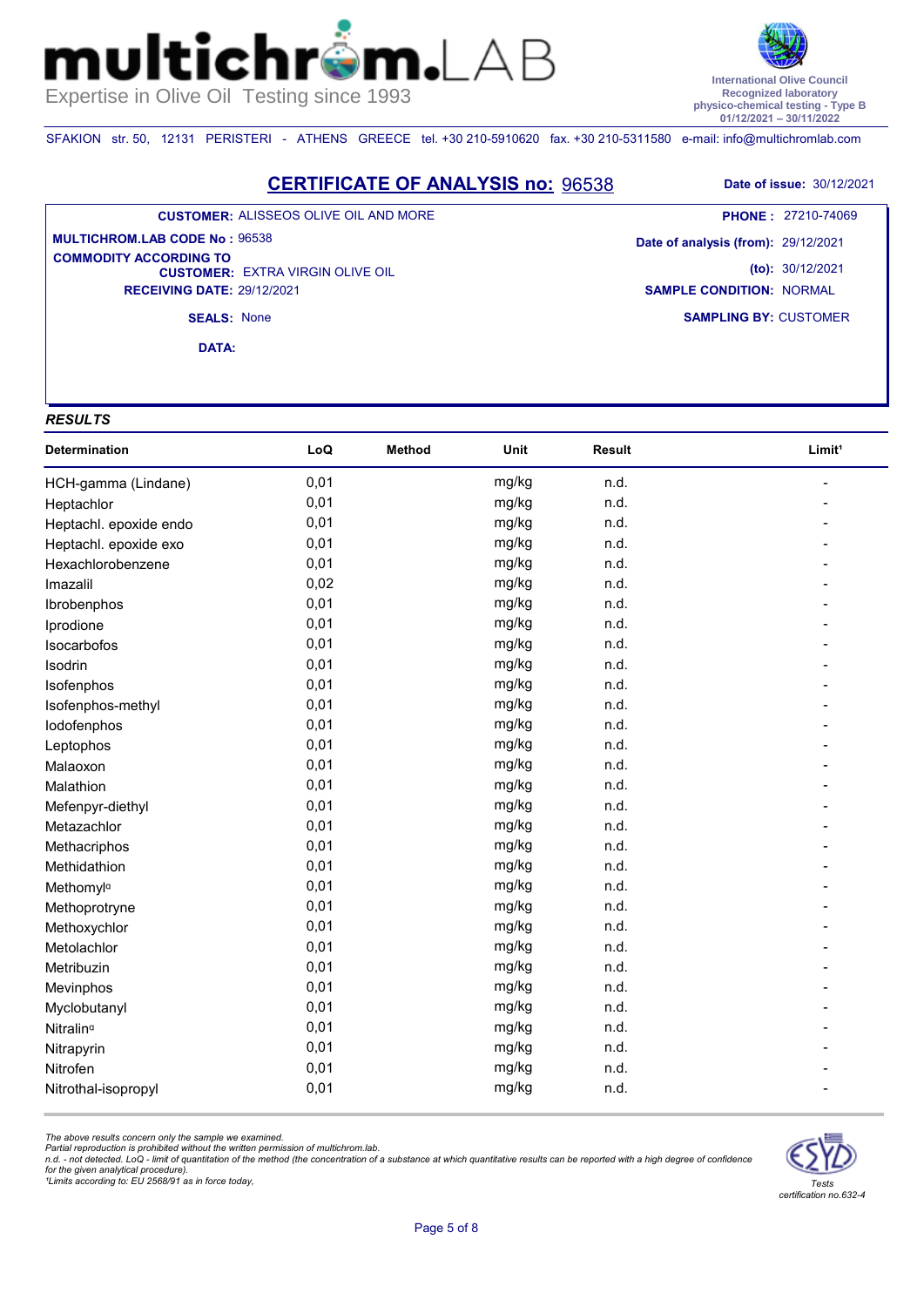# multichrom.LAB

Expertise in Olive Oil Testing since 1993

International Olive Council
Recognized laboratory
physico-chemical testing - Type B
01/12/2021 – 30/11/2022

SFAKION str. 50, 12131 PERISTERI - ATHENS GREECE tel. +30 210-5910620 fax. +30 210-5311580 e-mail: info@multichromlab.com

## CERTIFICATE OF ANALYSIS no: 96538

**Date of issue:** 30/12/2021

**CUSTOMER:** ALISSEOS OLIVE OIL AND MORE
**PHONE :** 27210-74069
**MULTICHROM.LAB CODE No :** 96538
**Date of analysis (from):** 29/12/2021
**COMMODITY ACCORDING TO CUSTOMER:** EXTRA VIRGIN OLIVE OIL
**(to):** 30/12/2021
**RECEIVING DATE:** 29/12/2021
**SAMPLE CONDITION:** NORMAL
**SEALS:** None
**SAMPLING BY:** CUSTOMER
**DATA:**

### *RESULTS*

| Determination | LoQ | Method | Unit | Result | Limit[1] |
|---|---|---|---|---|---|
| HCH-gamma (Lindane) | 0,01 | | mg/kg | n.d. | - |
| Heptachlor | 0,01 | | mg/kg | n.d. | - |
| Heptachl. epoxide endo | 0,01 | | mg/kg | n.d. | - |
| Heptachl. epoxide exo | 0,01 | | mg/kg | n.d. | - |
| Hexachlorobenzene | 0,01 | | mg/kg | n.d. | - |
| Imazalil | 0,02 | | mg/kg | n.d. | - |
| Ibrobenphos | 0,01 | | mg/kg | n.d. | - |
| Iprodione | 0,01 | | mg/kg | n.d. | - |
| Isocarbofos | 0,01 | | mg/kg | n.d. | - |
| Isodrin | 0,01 | | mg/kg | n.d. | - |
| Isofenphos | 0,01 | | mg/kg | n.d. | - |
| Isofenphos-methyl | 0,01 | | mg/kg | n.d. | - |
| Iodofenphos | 0,01 | | mg/kg | n.d. | - |
| Leptophos | 0,01 | | mg/kg | n.d. | - |
| Malaoxon | 0,01 | | mg/kg | n.d. | - |
| Malathion | 0,01 | | mg/kg | n.d. | - |
| Mefenpyr-diethyl | 0,01 | | mg/kg | n.d. | - |
| Metazachlor | 0,01 | | mg/kg | n.d. | - |
| Methacriphos | 0,01 | | mg/kg | n.d. | - |
| Methidathion | 0,01 | | mg/kg | n.d. | - |
| Methomyl[α] | 0,01 | | mg/kg | n.d. | - |
| Methoprotryne | 0,01 | | mg/kg | n.d. | - |
| Methoxychlor | 0,01 | | mg/kg | n.d. | - |
| Metolachlor | 0,01 | | mg/kg | n.d. | - |
| Metribuzin | 0,01 | | mg/kg | n.d. | - |
| Mevinphos | 0,01 | | mg/kg | n.d. | - |
| Myclobutanyl | 0,01 | | mg/kg | n.d. | - |
| Nitralin[α] | 0,01 | | mg/kg | n.d. | - |
| Nitrapyrin | 0,01 | | mg/kg | n.d. | - |
| Nitrofen | 0,01 | | mg/kg | n.d. | - |
| Nitrothal-isopropyl | 0,01 | | mg/kg | n.d. | - |

*The above results concern only the sample we examined.*
*Partial reproduction is prohibited without the written permission of multichrom.lab.*
*n.d. - not detected. LoQ - limit of quantitation of the method (the concentration of a substance at which quantitative results can be reported with a high degree of confidence for the given analytical procedure).*
*[1]Limits according to: EU 2568/91 as in force today,*

*Tests certification no.632-4*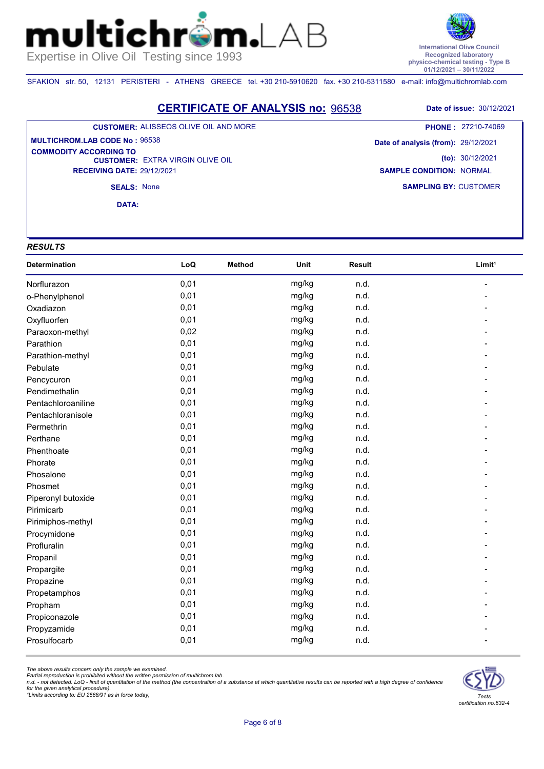# multichrom.LAB

Expertise in Olive Oil Testing since 1993

International Olive Council
Recognized laboratory
physico-chemical testing - Type B
01/12/2021 – 30/11/2022

SFAKION str. 50, 12131 PERISTERI - ATHENS GREECE tel. +30 210-5910620 fax. +30 210-5311580 e-mail: info@multichromlab.com

## CERTIFICATE OF ANALYSIS no: 96538

**Date of issue:** 30/12/2021

**CUSTOMER:** ALISSEOS OLIVE OIL AND MORE
**PHONE :** 27210-74069
**MULTICHROM.LAB CODE No :** 96538
**Date of analysis (from):** 29/12/2021
**COMMODITY ACCORDING TO CUSTOMER:** EXTRA VIRGIN OLIVE OIL
**(to):** 30/12/2021
**RECEIVING DATE:** 29/12/2021
**SAMPLE CONDITION:** NORMAL
**SEALS:** None
**SAMPLING BY:** CUSTOMER
**DATA:**

### *RESULTS*

| Determination | LoQ | Method | Unit | Result | Limit¹ |
|---|---|---|---|---|---|
| Norflurazon | 0,01 | | mg/kg | n.d. | - |
| o-Phenylphenol | 0,01 | | mg/kg | n.d. | - |
| Oxadiazon | 0,01 | | mg/kg | n.d. | - |
| Oxyfluorfen | 0,01 | | mg/kg | n.d. | - |
| Paraoxon-methyl | 0,02 | | mg/kg | n.d. | - |
| Parathion | 0,01 | | mg/kg | n.d. | - |
| Parathion-methyl | 0,01 | | mg/kg | n.d. | - |
| Pebulate | 0,01 | | mg/kg | n.d. | - |
| Pencycuron | 0,01 | | mg/kg | n.d. | - |
| Pendimethalin | 0,01 | | mg/kg | n.d. | - |
| Pentachloroaniline | 0,01 | | mg/kg | n.d. | - |
| Pentachloranisole | 0,01 | | mg/kg | n.d. | - |
| Permethrin | 0,01 | | mg/kg | n.d. | - |
| Perthane | 0,01 | | mg/kg | n.d. | - |
| Phenthoate | 0,01 | | mg/kg | n.d. | - |
| Phorate | 0,01 | | mg/kg | n.d. | - |
| Phosalone | 0,01 | | mg/kg | n.d. | - |
| Phosmet | 0,01 | | mg/kg | n.d. | - |
| Piperonyl butoxide | 0,01 | | mg/kg | n.d. | - |
| Pirimicarb | 0,01 | | mg/kg | n.d. | - |
| Pirimiphos-methyl | 0,01 | | mg/kg | n.d. | - |
| Procymidone | 0,01 | | mg/kg | n.d. | - |
| Profluralin | 0,01 | | mg/kg | n.d. | - |
| Propanil | 0,01 | | mg/kg | n.d. | - |
| Propargite | 0,01 | | mg/kg | n.d. | - |
| Propazine | 0,01 | | mg/kg | n.d. | - |
| Propetamphos | 0,01 | | mg/kg | n.d. | - |
| Propham | 0,01 | | mg/kg | n.d. | - |
| Propiconazole | 0,01 | | mg/kg | n.d. | - |
| Propyzamide | 0,01 | | mg/kg | n.d. | - |
| Prosulfocarb | 0,01 | | mg/kg | n.d. | - |

*The above results concern only the sample we examined.*
*Partial reproduction is prohibited without the written permission of multichrom.lab.*
*n.d. - not detected. LoQ - limit of quantitation of the method (the concentration of a substance at which quantitative results can be reported with a high degree of confidence for the given analytical procedure).*
*¹Limits according to: EU 2568/91 as in force today,*

*Tests certification no.632-4*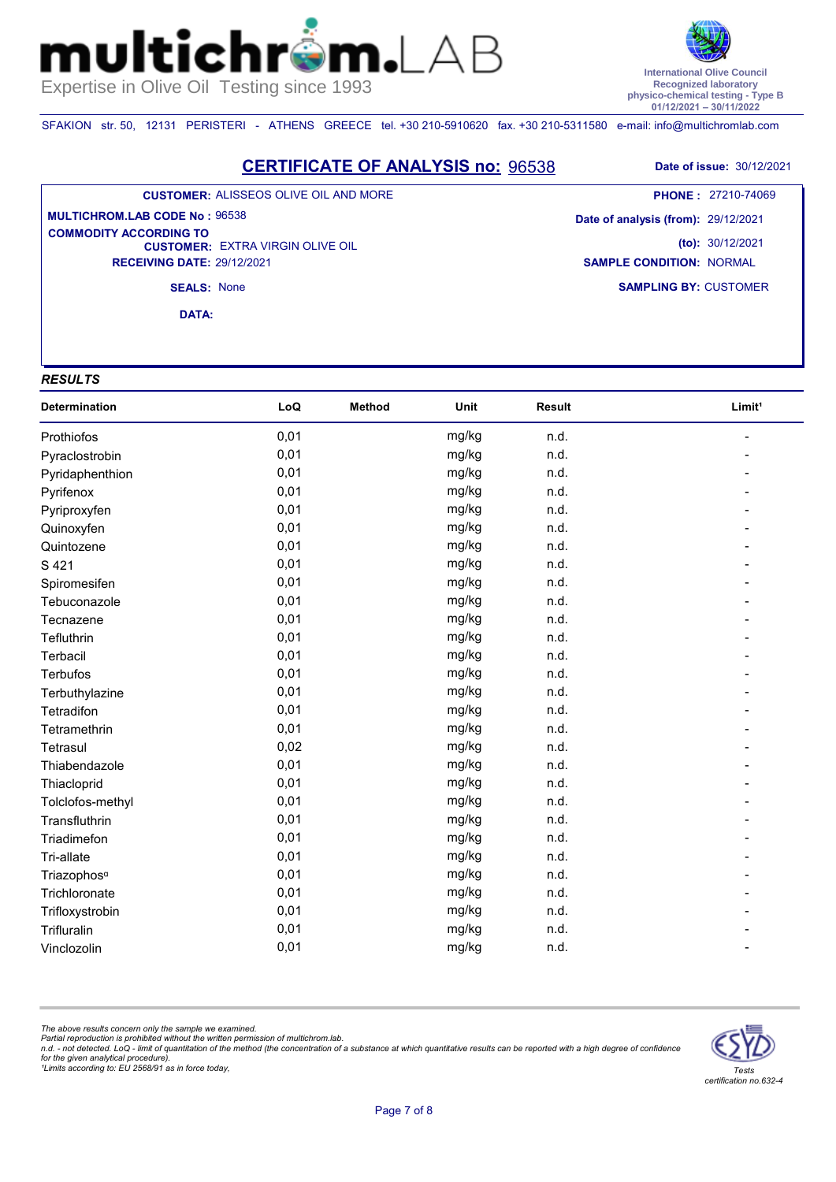**multichrom.LAB**
Expertise in Olive Oil Testing since 1993

International Olive Council
Recognized laboratory
physico-chemical testing - Type B
01/12/2021 – 30/11/2022

SFAKION str. 50, 12131 PERISTERI - ATHENS GREECE tel. +30 210-5910620 fax. +30 210-5311580 e-mail: info@multichromlab.com

## CERTIFICATE OF ANALYSIS no: 96538

**Date of issue:** 30/12/2021

**CUSTOMER:** ALISSEOS OLIVE OIL AND MORE
**PHONE :** 27210-74069
**MULTICHROM.LAB CODE No :** 96538
**Date of analysis (from):** 29/12/2021
**COMMODITY ACCORDING TO CUSTOMER:** EXTRA VIRGIN OLIVE OIL
**(to):** 30/12/2021
**RECEIVING DATE:** 29/12/2021
**SAMPLE CONDITION:** NORMAL
**SEALS:** None
**SAMPLING BY:** CUSTOMER
**DATA:**

***RESULTS***

| Determination | LoQ | Method | Unit | Result | Limit[1] |
|---|---|---|---|---|---|
| Prothiofos | 0,01 | | mg/kg | n.d. | - |
| Pyraclostrobin | 0,01 | | mg/kg | n.d. | - |
| Pyridaphenthion | 0,01 | | mg/kg | n.d. | - |
| Pyrifenox | 0,01 | | mg/kg | n.d. | - |
| Pyriproxyfen | 0,01 | | mg/kg | n.d. | - |
| Quinoxyfen | 0,01 | | mg/kg | n.d. | - |
| Quintozene | 0,01 | | mg/kg | n.d. | - |
| S 421 | 0,01 | | mg/kg | n.d. | - |
| Spiromesifen | 0,01 | | mg/kg | n.d. | - |
| Tebuconazole | 0,01 | | mg/kg | n.d. | - |
| Tecnazene | 0,01 | | mg/kg | n.d. | - |
| Tefluthrin | 0,01 | | mg/kg | n.d. | - |
| Terbacil | 0,01 | | mg/kg | n.d. | - |
| Terbufos | 0,01 | | mg/kg | n.d. | - |
| Terbuthylazine | 0,01 | | mg/kg | n.d. | - |
| Tetradifon | 0,01 | | mg/kg | n.d. | - |
| Tetramethrin | 0,01 | | mg/kg | n.d. | - |
| Tetrasul | 0,02 | | mg/kg | n.d. | - |
| Thiabendazole | 0,01 | | mg/kg | n.d. | - |
| Thiacloprid | 0,01 | | mg/kg | n.d. | - |
| Tolclofos-methyl | 0,01 | | mg/kg | n.d. | - |
| Transfluthrin | 0,01 | | mg/kg | n.d. | - |
| Triadimefon | 0,01 | | mg/kg | n.d. | - |
| Tri-allate | 0,01 | | mg/kg | n.d. | - |
| Triazophos[α] | 0,01 | | mg/kg | n.d. | - |
| Trichloronate | 0,01 | | mg/kg | n.d. | - |
| Trifloxystrobin | 0,01 | | mg/kg | n.d. | - |
| Trifluralin | 0,01 | | mg/kg | n.d. | - |
| Vinclozolin | 0,01 | | mg/kg | n.d. | - |

*The above results concern only the sample we examined.*
*Partial reproduction is prohibited without the written permission of multichrom.lab.*
*n.d. - not detected. LoQ - limit of quantitation of the method (the concentration of a substance at which quantitative results can be reported with a high degree of confidence for the given analytical procedure).*
*[1]Limits according to: EU 2568/91 as in force today,*

*Tests certification no.632-4*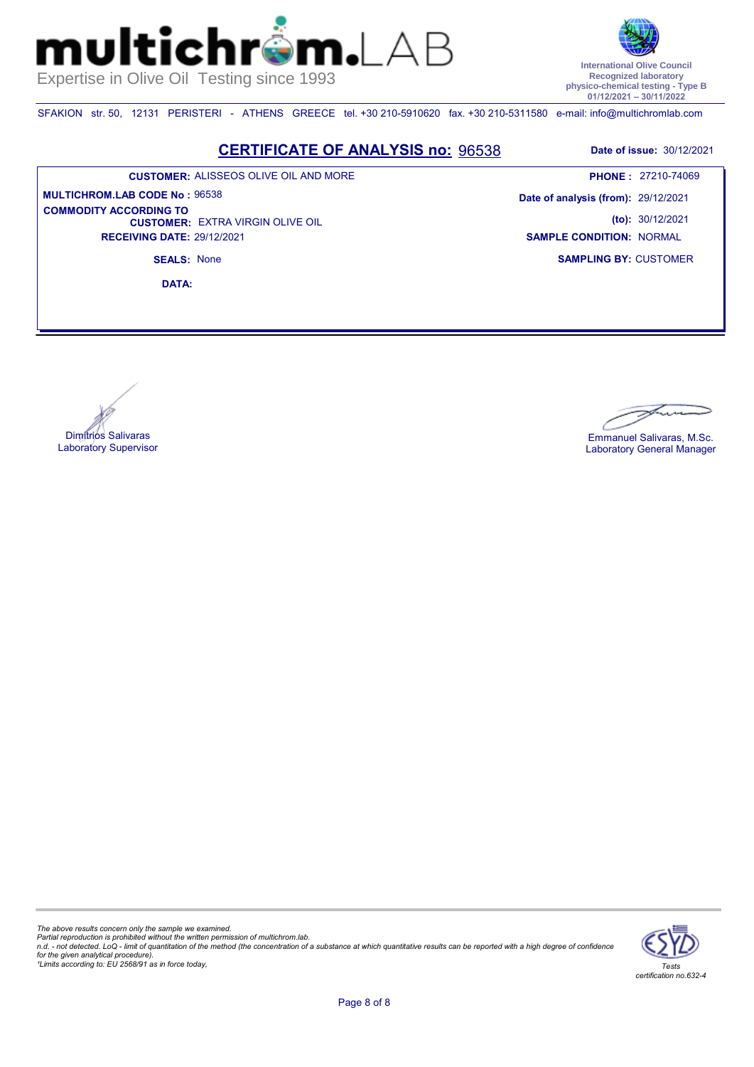# multichrom.LAB

Expertise in Olive Oil Testing since 1993

International Olive Council
Recognized laboratory
physico-chemical testing - Type B
01/12/2021 – 30/11/2022

SFAKION str. 50, 12131 PERISTERI - ATHENS GREECE tel. +30 210-5910620 fax. +30 210-5311580 e-mail: info@multichromlab.com

## CERTIFICATE OF ANALYSIS no: 96538

**Date of issue:** 30/12/2021

**CUSTOMER:** ALISSEOS OLIVE OIL AND MORE

**PHONE :** 27210-74069

**MULTICHROM.LAB CODE No :** 96538

**Date of analysis (from):** 29/12/2021

**COMMODITY ACCORDING TO CUSTOMER:** EXTRA VIRGIN OLIVE OIL

**(to):** 30/12/2021

**RECEIVING DATE:** 29/12/2021

**SAMPLE CONDITION:** NORMAL

**SEALS:** None

**SAMPLING BY:** CUSTOMER

**DATA:**

Dimitrios Salivaras
Laboratory Supervisor

Emmanuel Salivaras, M.Sc.
Laboratory General Manager

*The above results concern only the sample we examined.*
*Partial reproduction is prohibited without the written permission of multichrom.lab.*
*n.d. - not detected. LoQ - limit of quantitation of the method (the concentration of a substance at which quantitative results can be reported with a high degree of confidence for the given analytical procedure).*
*¹Limits according to: EU 2568/91 as in force today,*

*Tests certification no.632-4*